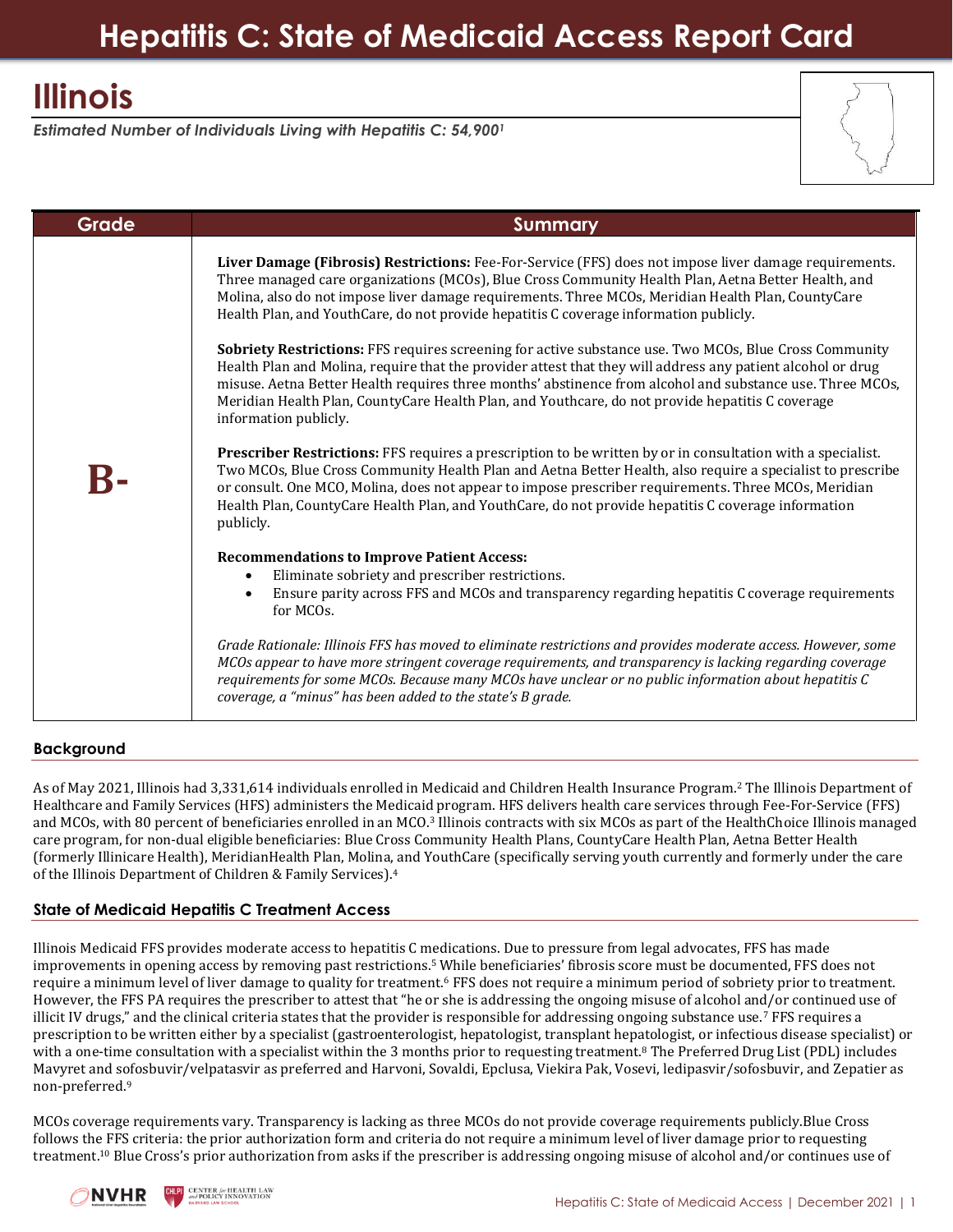# Hepatitis C: State of Medicaid Access Report Card

## Illinois

*Estimated Number of Individuals Living with Hepatitis C: 54,900[1]*

| Grade | Summary |
|---|---|
| **B-** | **Liver Damage (Fibrosis) Restrictions:** Fee-For-Service (FFS) does not impose liver damage requirements. Three managed care organizations (MCOs), Blue Cross Community Health Plan, Aetna Better Health, and Molina, also do not impose liver damage requirements. Three MCOs, Meridian Health Plan, CountyCare Health Plan, and YouthCare, do not provide hepatitis C coverage information publicly.<br><br>**Sobriety Restrictions:** FFS requires screening for active substance use. Two MCOs, Blue Cross Community Health Plan and Molina, require that the provider attest that they will address any patient alcohol or drug misuse. Aetna Better Health requires three months' abstinence from alcohol and substance use. Three MCOs, Meridian Health Plan, CountyCare Health Plan, and Youthcare, do not provide hepatitis C coverage information publicly.<br><br>**Prescriber Restrictions:** FFS requires a prescription to be written by or in consultation with a specialist. Two MCOs, Blue Cross Community Health Plan and Aetna Better Health, also require a specialist to prescribe or consult. One MCO, Molina, does not appear to impose prescriber requirements. Three MCOs, Meridian Health Plan, CountyCare Health Plan, and YouthCare, do not provide hepatitis C coverage information publicly.<br><br>**Recommendations to Improve Patient Access:**<br>• Eliminate sobriety and prescriber restrictions.<br>• Ensure parity across FFS and MCOs and transparency regarding hepatitis C coverage requirements for MCOs.<br><br>*Grade Rationale: Illinois FFS has moved to eliminate restrictions and provides moderate access. However, some MCOs appear to have more stringent coverage requirements, and transparency is lacking regarding coverage requirements for some MCOs. Because many MCOs have unclear or no public information about hepatitis C coverage, a "minus" has been added to the state's B grade.* |

### Background

As of May 2021, Illinois had 3,331,614 individuals enrolled in Medicaid and Children Health Insurance Program.[2] The Illinois Department of Healthcare and Family Services (HFS) administers the Medicaid program. HFS delivers health care services through Fee-For-Service (FFS) and MCOs, with 80 percent of beneficiaries enrolled in an MCO.[3] Illinois contracts with six MCOs as part of the HealthChoice Illinois managed care program, for non-dual eligible beneficiaries: Blue Cross Community Health Plans, CountyCare Health Plan, Aetna Better Health (formerly Illinicare Health), MeridianHealth Plan, Molina, and YouthCare (specifically serving youth currently and formerly under the care of the Illinois Department of Children & Family Services).[4]

### State of Medicaid Hepatitis C Treatment Access

Illinois Medicaid FFS provides moderate access to hepatitis C medications. Due to pressure from legal advocates, FFS has made improvements in opening access by removing past restrictions.[5] While beneficiaries' fibrosis score must be documented, FFS does not require a minimum level of liver damage to quality for treatment.[6] FFS does not require a minimum period of sobriety prior to treatment. However, the FFS PA requires the prescriber to attest that "he or she is addressing the ongoing misuse of alcohol and/or continued use of illicit IV drugs," and the clinical criteria states that the provider is responsible for addressing ongoing substance use.[7] FFS requires a prescription to be written either by a specialist (gastroenterologist, hepatologist, transplant hepatologist, or infectious disease specialist) or with a one-time consultation with a specialist within the 3 months prior to requesting treatment.[8] The Preferred Drug List (PDL) includes Mavyret and sofosbuvir/velpatasvir as preferred and Harvoni, Sovaldi, Epclusa, Viekira Pak, Vosevi, ledipasvir/sofosbuvir, and Zepatier as non-preferred.[9]

MCOs coverage requirements vary. Transparency is lacking as three MCOs do not provide coverage requirements publicly.Blue Cross follows the FFS criteria: the prior authorization form and criteria do not require a minimum level of liver damage prior to requesting treatment.[10] Blue Cross's prior authorization from asks if the prescriber is addressing ongoing misuse of alcohol and/or continues use of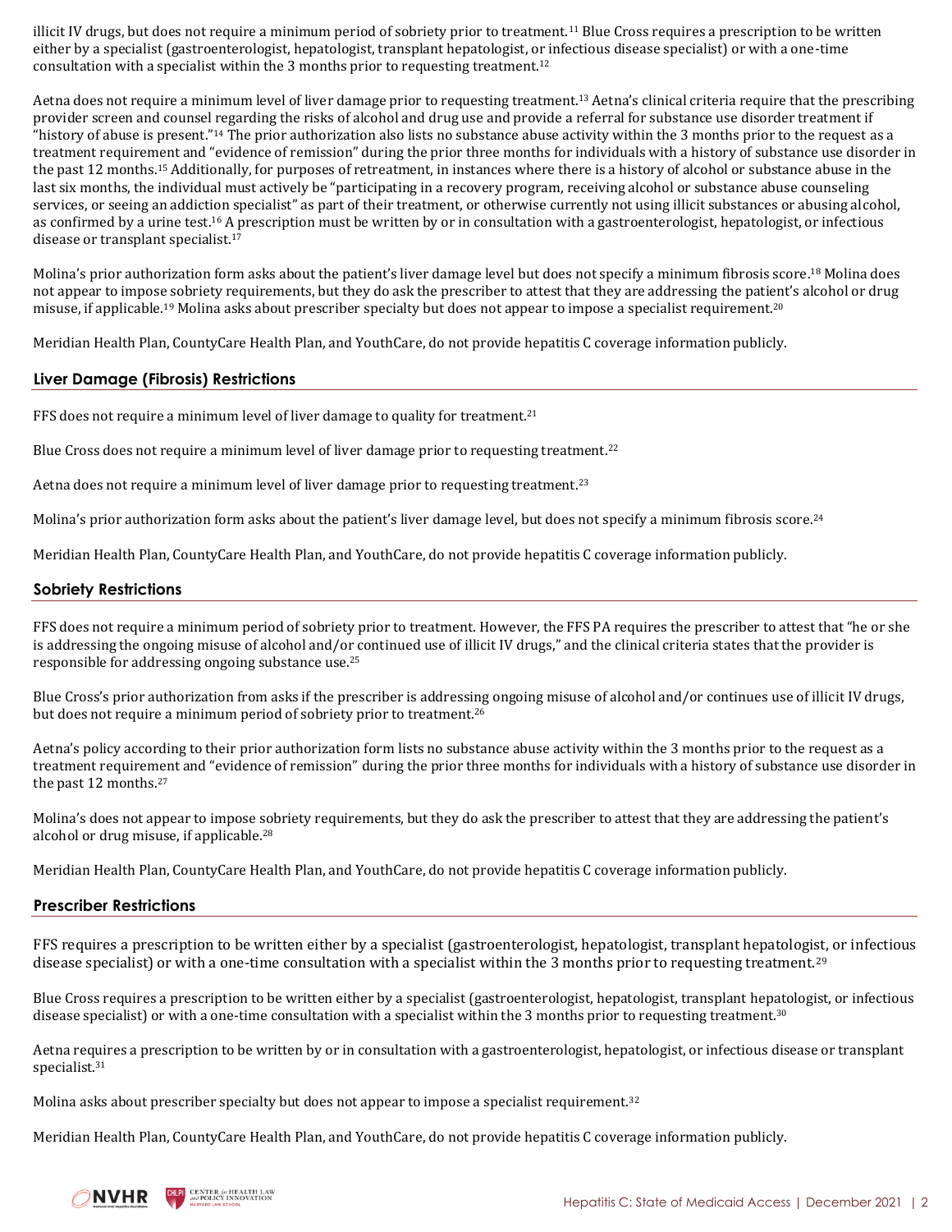illicit IV drugs, but does not require a minimum period of sobriety prior to treatment.[11] Blue Cross requires a prescription to be written either by a specialist (gastroenterologist, hepatologist, transplant hepatologist, or infectious disease specialist) or with a one-time consultation with a specialist within the 3 months prior to requesting treatment.[12]

Aetna does not require a minimum level of liver damage prior to requesting treatment.[13] Aetna's clinical criteria require that the prescribing provider screen and counsel regarding the risks of alcohol and drug use and provide a referral for substance use disorder treatment if "history of abuse is present."[14] The prior authorization also lists no substance abuse activity within the 3 months prior to the request as a treatment requirement and "evidence of remission" during the prior three months for individuals with a history of substance use disorder in the past 12 months.[15] Additionally, for purposes of retreatment, in instances where there is a history of alcohol or substance abuse in the last six months, the individual must actively be "participating in a recovery program, receiving alcohol or substance abuse counseling services, or seeing an addiction specialist" as part of their treatment, or otherwise currently not using illicit substances or abusing alcohol, as confirmed by a urine test.[16] A prescription must be written by or in consultation with a gastroenterologist, hepatologist, or infectious disease or transplant specialist.[17]

Molina's prior authorization form asks about the patient's liver damage level but does not specify a minimum fibrosis score.[18] Molina does not appear to impose sobriety requirements, but they do ask the prescriber to attest that they are addressing the patient's alcohol or drug misuse, if applicable.[19] Molina asks about prescriber specialty but does not appear to impose a specialist requirement.[20]

Meridian Health Plan, CountyCare Health Plan, and YouthCare, do not provide hepatitis C coverage information publicly.

## Liver Damage (Fibrosis) Restrictions

FFS does not require a minimum level of liver damage to quality for treatment.[21]

Blue Cross does not require a minimum level of liver damage prior to requesting treatment.[22]

Aetna does not require a minimum level of liver damage prior to requesting treatment.[23]

Molina's prior authorization form asks about the patient's liver damage level, but does not specify a minimum fibrosis score.[24]

Meridian Health Plan, CountyCare Health Plan, and YouthCare, do not provide hepatitis C coverage information publicly.

## Sobriety Restrictions

FFS does not require a minimum period of sobriety prior to treatment. However, the FFS PA requires the prescriber to attest that "he or she is addressing the ongoing misuse of alcohol and/or continued use of illicit IV drugs," and the clinical criteria states that the provider is responsible for addressing ongoing substance use.[25]

Blue Cross's prior authorization from asks if the prescriber is addressing ongoing misuse of alcohol and/or continues use of illicit IV drugs, but does not require a minimum period of sobriety prior to treatment.[26]

Aetna's policy according to their prior authorization form lists no substance abuse activity within the 3 months prior to the request as a treatment requirement and "evidence of remission" during the prior three months for individuals with a history of substance use disorder in the past 12 months.[27]

Molina's does not appear to impose sobriety requirements, but they do ask the prescriber to attest that they are addressing the patient's alcohol or drug misuse, if applicable.[28]

Meridian Health Plan, CountyCare Health Plan, and YouthCare, do not provide hepatitis C coverage information publicly.

## Prescriber Restrictions

FFS requires a prescription to be written either by a specialist (gastroenterologist, hepatologist, transplant hepatologist, or infectious disease specialist) or with a one-time consultation with a specialist within the 3 months prior to requesting treatment.[29]

Blue Cross requires a prescription to be written either by a specialist (gastroenterologist, hepatologist, transplant hepatologist, or infectious disease specialist) or with a one-time consultation with a specialist within the 3 months prior to requesting treatment.[30]

Aetna requires a prescription to be written by or in consultation with a gastroenterologist, hepatologist, or infectious disease or transplant specialist.[31]

Molina asks about prescriber specialty but does not appear to impose a specialist requirement.[32]

Meridian Health Plan, CountyCare Health Plan, and YouthCare, do not provide hepatitis C coverage information publicly.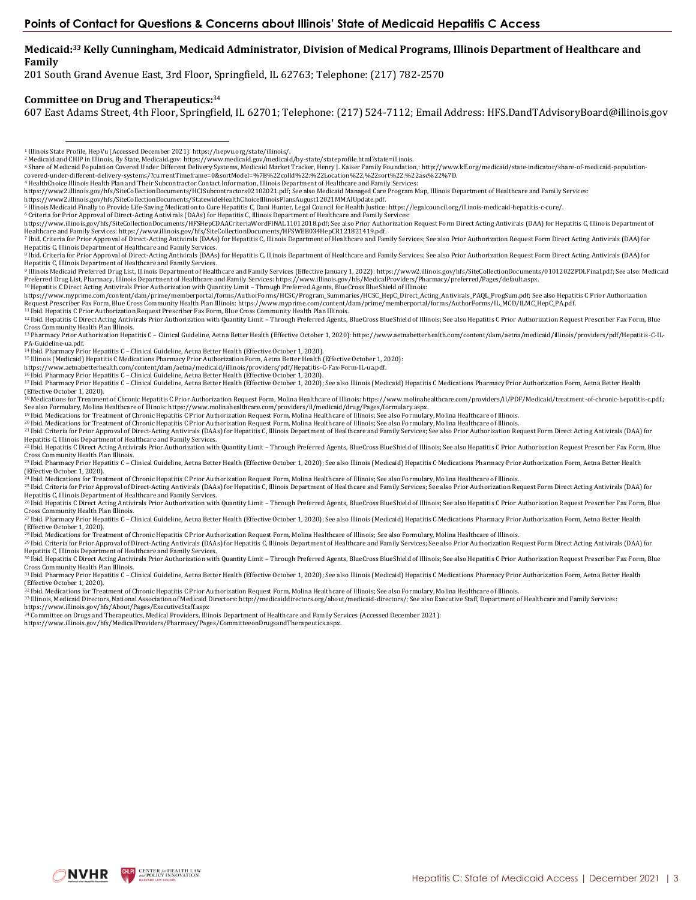## Points of Contact for Questions & Concerns about Illinois' State of Medicaid Hepatitis C Access

**Medicaid:[33] Kelly Cunningham, Medicaid Administrator, Division of Medical Programs, Illinois Department of Healthcare and Family**

201 South Grand Avenue East, 3rd Floor, Springfield, IL 62763; Telephone: (217) 782-2570

**Committee on Drug and Therapeutics:**[34]

607 East Adams Street, 4th Floor, Springfield, IL 62701; Telephone: (217) 524-7112; Email Address: HFS.DandTAdvisoryBoard@illinois.gov

---

[1] Illinois State Profile, HepVu (Accessed December 2021): https://hepvu.org/state/illinois/.

[2] Medicaid and CHIP in Illinois, By State, Medicaid.gov: https://www.medicaid.gov/medicaid/by-state/stateprofile.html?state=illinois.

[3] Share of Medicaid Population Covered Under Different Delivery Systems, Medicaid Market Tracker, Henry J. Kaiser Family Foundation,: http://www.kff.org/medicaid/state-indicator/share-of-medicaid-population-covered-under-different-delivery-systems/?currentTimeframe=0&sortModel=%7B%22colId%22:%22Location%22,%22sort%22:%22asc%22%7D.

[4] HealthChoice Illinois Health Plan and Their Subcontractor Contact Information, Illinois Department of Healthcare and Family Services: https://www2.illinois.gov/hfs/SiteCollectionDocuments/HCISubcontractors02102021.pdf; See also Medicaid Managed Care Program Map, Illinois Department of Healthcare and Family Services: https://www2.illinois.gov/hfs/SiteCollectionDocuments/StatewideHealthChoiceIllinoisPlansAugust12021MMAIUpdate.pdf.

[5] Illinois Medicaid Finally to Provide Life-Saving Medication to Cure Hepatitis C, Dani Hunter, Legal Council for Health Justice: https://legalcouncil.org/illinois-medicaid-hepatitis-c-cure/.

[6] Criteria for Prior Approval of Direct-Acting Antivirals (DAAs) for Hepatitis C, Illinois Department of Healthcare and Family Services: https://www.illinois.gov/hfs/SiteCollectionDocuments/HFSHepCDAACriteriaWordFINAL11012018.pdf; See also Prior Authorization Request Form Direct Acting Antivirals (DAA) for Hepatitis C, Illinois Department of Healthcare and Family Services: https://www.illinois.gov/hfs/SiteCollectionDocuments/HFSWEB034HepCR121821419.pdf.

[7] Ibid. Criteria for Prior Approval of Direct-Acting Antivirals (DAAs) for Hepatitis C, Illinois Department of Healthcare and Family Services; See also Prior Authorization Request Form Direct Acting Antivirals (DAA) for Hepatitis C, Illinois Department of Healthcare and Family Services.

[8] Ibid. Criteria for Prior Approval of Direct-Acting Antivirals (DAAs) for Hepatitis C, Illinois Department of Healthcare and Family Services; See also Prior Authorization Request Form Direct Acting Antivirals (DAA) for Hepatitis C, Illinois Department of Healthcare and Family Services.

[9] Illinois Medicaid Preferred Drug List, Illinois Department of Healthcare and Family Services (Effective January 1, 2022): https://www2.illinois.gov/hfs/SiteCollectionDocuments/01012022PDLFinal.pdf; See also: Medicaid Preferred Drug List, Pharmacy, Illinois Department of Healthcare and Family Services: https://www.illinois.gov/hfs/MedicalProviders/Pharmacy/preferred/Pages/default.aspx.

[10] Hepatitis C Direct Acting Antivirals Prior Authorization with Quantity Limit – Through Preferred Agents, BlueCross BlueShield of Illinois: https://www.myprime.com/content/dam/prime/memberportal/forms/AuthorForms/HCSC/Program_Summaries/HCSC_HepC_Direct_Acting_Antivirals_PAQL_ProgSum.pdf; See also Hepatitis C Prior Authorization Request Prescriber Fax Form, Blue Cross Community Health Plan Illinois: https://www.myprime.com/content/dam/prime/memberportal/forms/AuthorForms/IL_MCD/ILMC_HepC_PA.pdf.

[11] Ibid. Hepatitis C Prior Authorization Request Prescriber Fax Form, Blue Cross Community Health Plan Illinois.

[12] Ibid. Hepatitis C Direct Acting Antivirals Prior Authorization with Quantity Limit – Through Preferred Agents, BlueCross BlueShield of Illinois; See also Hepatitis C Prior Authorization Request Prescriber Fax Form, Blue Cross Community Health Plan Illinois.

[13] Pharmacy Prior Authorization Hepatitis C – Clinical Guideline, Aetna Better Health (Effective October 1, 2020): https://www.aetnabetterhealth.com/content/dam/aetna/medicaid/illinois/providers/pdf/Hepatitis-C-IL-PA-Guideline-ua.pdf.

[14] Ibid. Pharmacy Prior Hepatitis C – Clinical Guideline, Aetna Better Health (Effective October 1, 2020).

[15] Illinois (Medicaid) Hepatitis C Medications Pharmacy Prior Authorization Form, Aetna Better Health (Effective October 1, 2020): https://www.aetnabetterhealth.com/content/dam/aetna/medicaid/illinois/providers/pdf/Hepatitis-C-Fax-Form-IL-ua.pdf.

[16] Ibid. Pharmacy Prior Hepatitis C – Clinical Guideline, Aetna Better Health (Effective October 1, 2020).

[17] Ibid. Pharmacy Prior Hepatitis C – Clinical Guideline, Aetna Better Health (Effective October 1, 2020); See also Illinois (Medicaid) Hepatitis C Medications Pharmacy Prior Authorization Form, Aetna Better Health (Effective October 1, 2020).

[18] Medications for Treatment of Chronic Hepatitis C Prior Authorization Request Form, Molina Healthcare of Illinois: https://www.molinahealthcare.com/providers/il/PDF/Medicaid/treatment-of-chronic-hepatitis-c.pdf.; See also Formulary, Molina Healthcare of Illinois: https://www.molinahealthcare.com/providers/il/medicaid/drug/Pages/formulary.aspx.

[19] Ibid. Medications for Treatment of Chronic Hepatitis C Prior Authorization Request Form, Molina Healthcare of Illinois; See also Formulary, Molina Healthcare of Illinois.

[20] Ibid. Medications for Treatment of Chronic Hepatitis C Prior Authorization Request Form, Molina Healthcare of Illinois; See also Formulary, Molina Healthcare of Illinois.

[21] Ibid. Criteria for Prior Approval of Direct-Acting Antivirals (DAAs) for Hepatitis C, Illinois Department of Healthcare and Family Services; See also Prior Authorization Request Form Direct Acting Antivirals (DAA) for Hepatitis C, Illinois Department of Healthcare and Family Services.

[22] Ibid. Hepatitis C Direct Acting Antivirals Prior Authorization with Quantity Limit – Through Preferred Agents, BlueCross BlueShield of Illinois; See also Hepatitis C Prior Authorization Request Prescriber Fax Form, Blue Cross Community Health Plan Illinois.

[23] Ibid. Pharmacy Prior Hepatitis C – Clinical Guideline, Aetna Better Health (Effective October 1, 2020); See also Illinois (Medicaid) Hepatitis C Medications Pharmacy Prior Authorization Form, Aetna Better Health (Effective October 1, 2020).

[24] Ibid. Medications for Treatment of Chronic Hepatitis C Prior Authorization Request Form, Molina Healthcare of Illinois; See also Formulary, Molina Healthcare of Illinois.

[25] Ibid. Criteria for Prior Approval of Direct-Acting Antivirals (DAAs) for Hepatitis C, Illinois Department of Healthcare and Family Services; See also Prior Authorization Request Form Direct Acting Antivirals (DAA) for Hepatitis C, Illinois Department of Healthcare and Family Services.

[26] Ibid. Hepatitis C Direct Acting Antivirals Prior Authorization with Quantity Limit – Through Preferred Agents, BlueCross BlueShield of Illinois; See also Hepatitis C Prior Authorization Request Prescriber Fax Form, Blue Cross Community Health Plan Illinois.

[27] Ibid. Pharmacy Prior Hepatitis C – Clinical Guideline, Aetna Better Health (Effective October 1, 2020); See also Illinois (Medicaid) Hepatitis C Medications Pharmacy Prior Authorization Form, Aetna Better Health (Effective October 1, 2020).

[28] Ibid. Medications for Treatment of Chronic Hepatitis C Prior Authorization Request Form, Molina Healthcare of Illinois; See also Formulary, Molina Healthcare of Illinois.

[29] Ibid. Criteria for Prior Approval of Direct-Acting Antivirals (DAAs) for Hepatitis C, Illinois Department of Healthcare and Family Services; See also Prior Authorization Request Form Direct Acting Antivirals (DAA) for Hepatitis C, Illinois Department of Healthcare and Family Services.

[30] Ibid. Hepatitis C Direct Acting Antivirals Prior Authorization with Quantity Limit – Through Preferred Agents, BlueCross BlueShield of Illinois; See also Hepatitis C Prior Authorization Request Prescriber Fax Form, Blue Cross Community Health Plan Illinois.

[31] Ibid. Pharmacy Prior Hepatitis C – Clinical Guideline, Aetna Better Health (Effective October 1, 2020); See also Illinois (Medicaid) Hepatitis C Medications Pharmacy Prior Authorization Form, Aetna Better Health (Effective October 1, 2020).

[32] Ibid. Medications for Treatment of Chronic Hepatitis C Prior Authorization Request Form, Molina Healthcare of Illinois; See also Formulary, Molina Healthcare of Illinois.

[33] Illinois, Medicaid Directors, National Association of Medicaid Directors: http://medicaiddirectors.org/about/medicaid-directors/; See also Executive Staff, Department of Healthcare and Family Services: https://www.illinois.gov/hfs/About/Pages/ExecutiveStaff.aspx

[34] Committee on Drugs and Therapeutics, Medical Providers, Illinois Department of Healthcare and Family Services (Accessed December 2021): https://www.illinois.gov/hfs/MedicalProviders/Pharmacy/Pages/CommitteeonDrugsandTherapeutics.aspx.